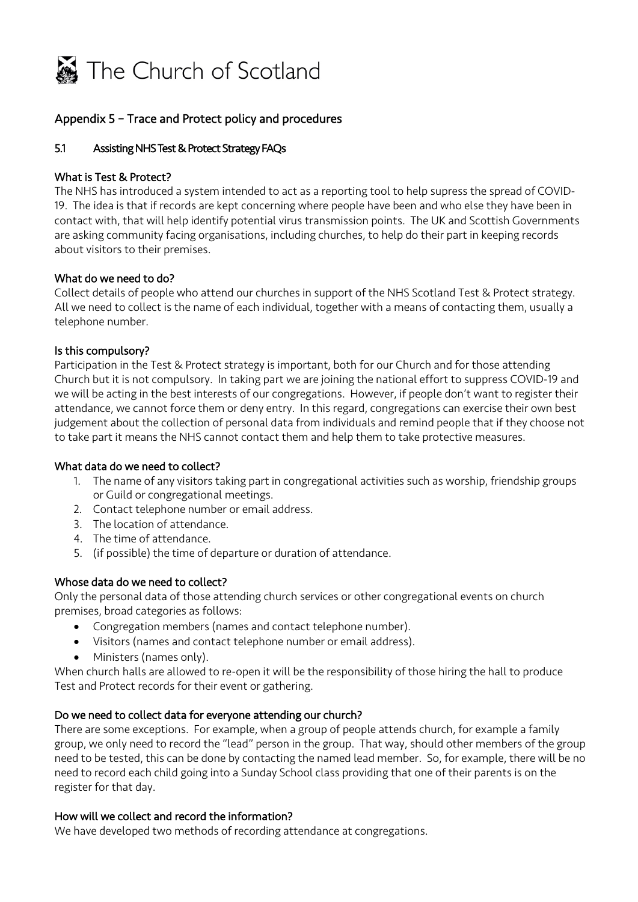# The Church of Scotland

## Appendix 5 – Trace and Protect policy and procedures

### 5.1 Assisting NHS Test & Protect Strategy FAQs

#### What is Test & Protect?

The NHS has introduced a system intended to act as a reporting tool to help supress the spread of COVID-19. The idea is that if records are kept concerning where people have been and who else they have been in contact with, that will help identify potential virus transmission points. The UK and Scottish Governments are asking community facing organisations, including churches, to help do their part in keeping records about visitors to their premises.

#### What do we need to do?

Collect details of people who attend our churches in support of the NHS Scotland Test & Protect strategy. All we need to collect is the name of each individual, together with a means of contacting them, usually a telephone number.

#### Is this compulsory?

Participation in the Test & Protect strategy is important, both for our Church and for those attending Church but it is not compulsory. In taking part we are joining the national effort to suppress COVID-19 and we will be acting in the best interests of our congregations. However, if people don't want to register their attendance, we cannot force them or deny entry. In this regard, congregations can exercise their own best judgement about the collection of personal data from individuals and remind people that if they choose not to take part it means the NHS cannot contact them and help them to take protective measures.

#### What data do we need to collect?

1. The name of any visitors taking part in congregational activities such as worship, friendship groups or Guild or congregational meetings.
2. Contact telephone number or email address.
3. The location of attendance.
4. The time of attendance.
5. (if possible) the time of departure or duration of attendance.

#### Whose data do we need to collect?

Only the personal data of those attending church services or other congregational events on church premises, broad categories as follows:

- Congregation members (names and contact telephone number).
- Visitors (names and contact telephone number or email address).
- Ministers (names only).

When church halls are allowed to re-open it will be the responsibility of those hiring the hall to produce Test and Protect records for their event or gathering.

#### Do we need to collect data for everyone attending our church?

There are some exceptions. For example, when a group of people attends church, for example a family group, we only need to record the "lead" person in the group. That way, should other members of the group need to be tested, this can be done by contacting the named lead member. So, for example, there will be no need to record each child going into a Sunday School class providing that one of their parents is on the register for that day.

#### How will we collect and record the information?

We have developed two methods of recording attendance at congregations.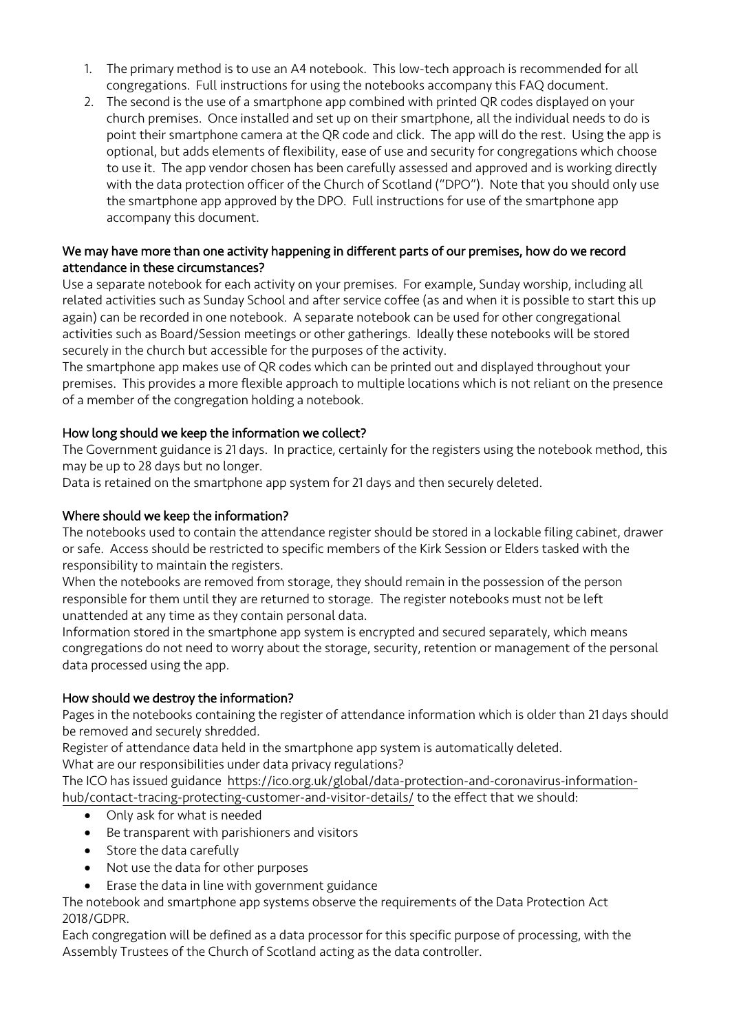1. The primary method is to use an A4 notebook. This low-tech approach is recommended for all congregations. Full instructions for using the notebooks accompany this FAQ document.
2. The second is the use of a smartphone app combined with printed QR codes displayed on your church premises. Once installed and set up on their smartphone, all the individual needs to do is point their smartphone camera at the QR code and click. The app will do the rest. Using the app is optional, but adds elements of flexibility, ease of use and security for congregations which choose to use it. The app vendor chosen has been carefully assessed and approved and is working directly with the data protection officer of the Church of Scotland ("DPO"). Note that you should only use the smartphone app approved by the DPO. Full instructions for use of the smartphone app accompany this document.

**We may have more than one activity happening in different parts of our premises, how do we record attendance in these circumstances?**

Use a separate notebook for each activity on your premises. For example, Sunday worship, including all related activities such as Sunday School and after service coffee (as and when it is possible to start this up again) can be recorded in one notebook. A separate notebook can be used for other congregational activities such as Board/Session meetings or other gatherings. Ideally these notebooks will be stored securely in the church but accessible for the purposes of the activity.

The smartphone app makes use of QR codes which can be printed out and displayed throughout your premises. This provides a more flexible approach to multiple locations which is not reliant on the presence of a member of the congregation holding a notebook.

**How long should we keep the information we collect?**

The Government guidance is 21 days. In practice, certainly for the registers using the notebook method, this may be up to 28 days but no longer.

Data is retained on the smartphone app system for 21 days and then securely deleted.

**Where should we keep the information?**

The notebooks used to contain the attendance register should be stored in a lockable filing cabinet, drawer or safe. Access should be restricted to specific members of the Kirk Session or Elders tasked with the responsibility to maintain the registers.

When the notebooks are removed from storage, they should remain in the possession of the person responsible for them until they are returned to storage. The register notebooks must not be left unattended at any time as they contain personal data.

Information stored in the smartphone app system is encrypted and secured separately, which means congregations do not need to worry about the storage, security, retention or management of the personal data processed using the app.

**How should we destroy the information?**

Pages in the notebooks containing the register of attendance information which is older than 21 days should be removed and securely shredded.

Register of attendance data held in the smartphone app system is automatically deleted.

What are our responsibilities under data privacy regulations?

The ICO has issued guidance https://ico.org.uk/global/data-protection-and-coronavirus-information-hub/contact-tracing-protecting-customer-and-visitor-details/ to the effect that we should:

- Only ask for what is needed
- Be transparent with parishioners and visitors
- Store the data carefully
- Not use the data for other purposes
- Erase the data in line with government guidance

The notebook and smartphone app systems observe the requirements of the Data Protection Act 2018/GDPR.

Each congregation will be defined as a data processor for this specific purpose of processing, with the Assembly Trustees of the Church of Scotland acting as the data controller.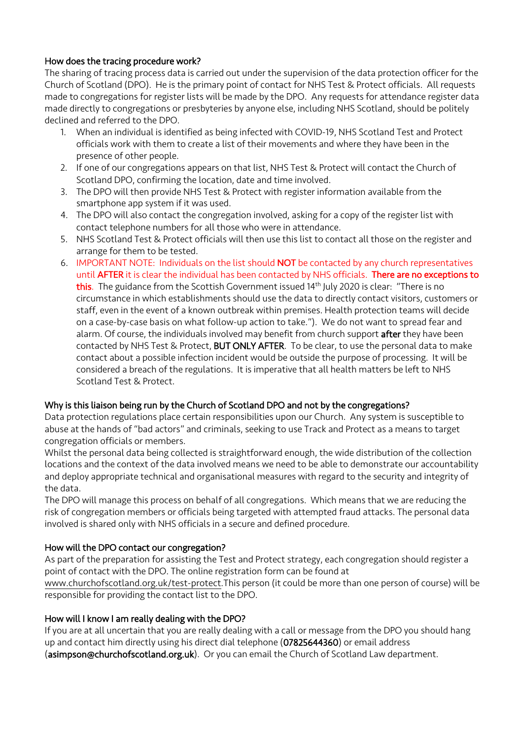### How does the tracing procedure work?

The sharing of tracing process data is carried out under the supervision of the data protection officer for the Church of Scotland (DPO). He is the primary point of contact for NHS Test & Protect officials. All requests made to congregations for register lists will be made by the DPO. Any requests for attendance register data made directly to congregations or presbyteries by anyone else, including NHS Scotland, should be politely declined and referred to the DPO.

1. When an individual is identified as being infected with COVID-19, NHS Scotland Test and Protect officials work with them to create a list of their movements and where they have been in the presence of other people.
2. If one of our congregations appears on that list, NHS Test & Protect will contact the Church of Scotland DPO, confirming the location, date and time involved.
3. The DPO will then provide NHS Test & Protect with register information available from the smartphone app system if it was used.
4. The DPO will also contact the congregation involved, asking for a copy of the register list with contact telephone numbers for all those who were in attendance.
5. NHS Scotland Test & Protect officials will then use this list to contact all those on the register and arrange for them to be tested.
6. IMPORTANT NOTE: Individuals on the list should **NOT** be contacted by any church representatives until **AFTER** it is clear the individual has been contacted by NHS officials. **There are no exceptions to this**. The guidance from the Scottish Government issued 14th July 2020 is clear: "There is no circumstance in which establishments should use the data to directly contact visitors, customers or staff, even in the event of a known outbreak within premises. Health protection teams will decide on a case-by-case basis on what follow-up action to take."). We do not want to spread fear and alarm. Of course, the individuals involved may benefit from church support **after** they have been contacted by NHS Test & Protect, **BUT ONLY AFTER**. To be clear, to use the personal data to make contact about a possible infection incident would be outside the purpose of processing. It will be considered a breach of the regulations. It is imperative that all health matters be left to NHS Scotland Test & Protect.

### Why is this liaison being run by the Church of Scotland DPO and not by the congregations?

Data protection regulations place certain responsibilities upon our Church. Any system is susceptible to abuse at the hands of "bad actors" and criminals, seeking to use Track and Protect as a means to target congregation officials or members.

Whilst the personal data being collected is straightforward enough, the wide distribution of the collection locations and the context of the data involved means we need to be able to demonstrate our accountability and deploy appropriate technical and organisational measures with regard to the security and integrity of the data.

The DPO will manage this process on behalf of all congregations. Which means that we are reducing the risk of congregation members or officials being targeted with attempted fraud attacks. The personal data involved is shared only with NHS officials in a secure and defined procedure.

### How will the DPO contact our congregation?

As part of the preparation for assisting the Test and Protect strategy, each congregation should register a point of contact with the DPO. The online registration form can be found at www.churchofscotland.org.uk/test-protect.This person (it could be more than one person of course) will be responsible for providing the contact list to the DPO.

### How will I know I am really dealing with the DPO?

If you are at all uncertain that you are really dealing with a call or message from the DPO you should hang up and contact him directly using his direct dial telephone (**07825644360**) or email address (**asimpson@churchofscotland.org.uk**). Or you can email the Church of Scotland Law department.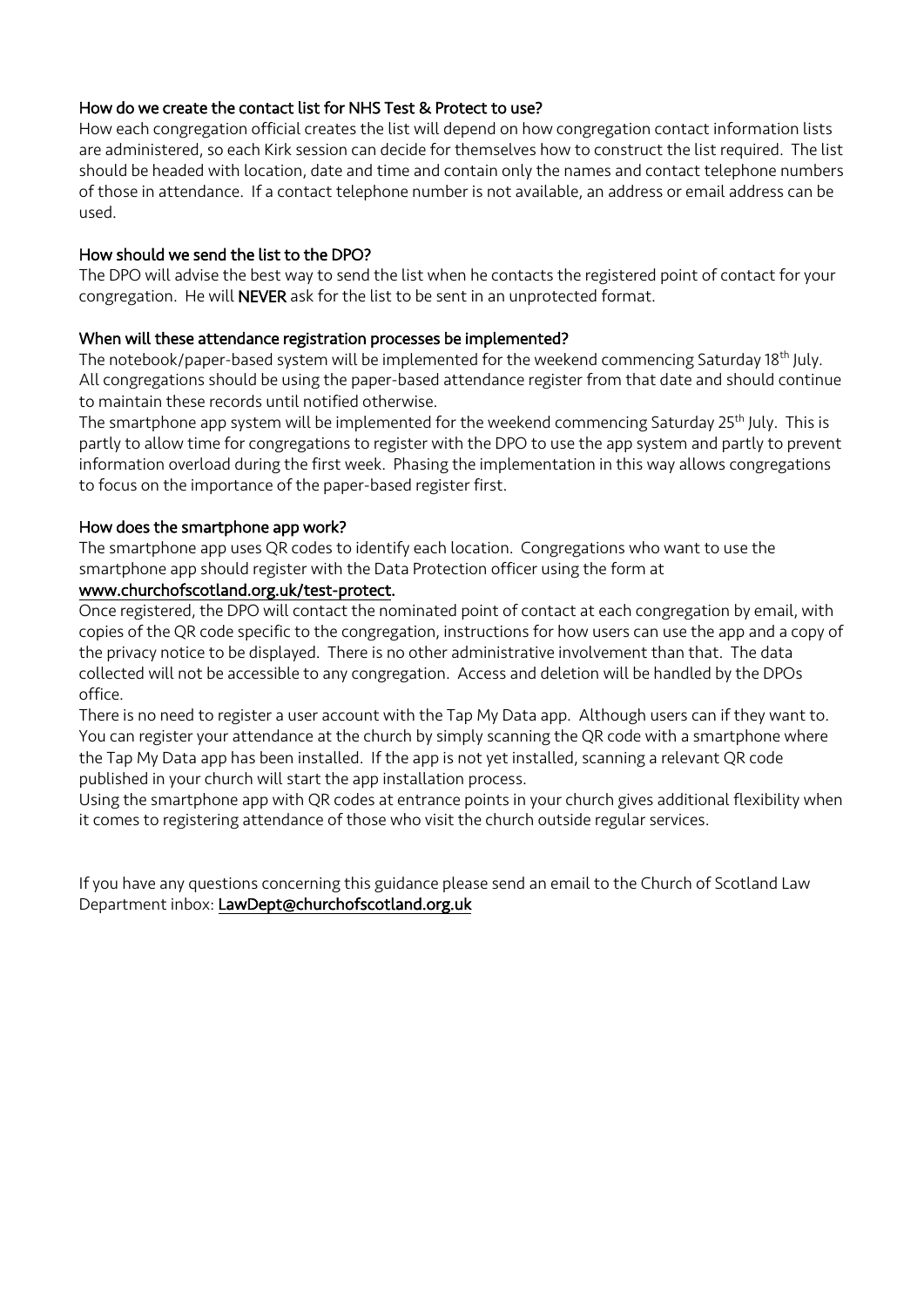### How do we create the contact list for NHS Test & Protect to use?

How each congregation official creates the list will depend on how congregation contact information lists are administered, so each Kirk session can decide for themselves how to construct the list required. The list should be headed with location, date and time and contain only the names and contact telephone numbers of those in attendance. If a contact telephone number is not available, an address or email address can be used.

### How should we send the list to the DPO?

The DPO will advise the best way to send the list when he contacts the registered point of contact for your congregation. He will **NEVER** ask for the list to be sent in an unprotected format.

### When will these attendance registration processes be implemented?

The notebook/paper-based system will be implemented for the weekend commencing Saturday 18th July. All congregations should be using the paper-based attendance register from that date and should continue to maintain these records until notified otherwise.

The smartphone app system will be implemented for the weekend commencing Saturday 25th July. This is partly to allow time for congregations to register with the DPO to use the app system and partly to prevent information overload during the first week. Phasing the implementation in this way allows congregations to focus on the importance of the paper-based register first.

### How does the smartphone app work?

The smartphone app uses QR codes to identify each location. Congregations who want to use the smartphone app should register with the Data Protection officer using the form at [www.churchofscotland.org.uk/test-protect](www.churchofscotland.org.uk/test-protect).

Once registered, the DPO will contact the nominated point of contact at each congregation by email, with copies of the QR code specific to the congregation, instructions for how users can use the app and a copy of the privacy notice to be displayed. There is no other administrative involvement than that. The data collected will not be accessible to any congregation. Access and deletion will be handled by the DPOs office.

There is no need to register a user account with the Tap My Data app. Although users can if they want to. You can register your attendance at the church by simply scanning the QR code with a smartphone where the Tap My Data app has been installed. If the app is not yet installed, scanning a relevant QR code published in your church will start the app installation process.

Using the smartphone app with QR codes at entrance points in your church gives additional flexibility when it comes to registering attendance of those who visit the church outside regular services.

If you have any questions concerning this guidance please send an email to the Church of Scotland Law Department inbox: [LawDept@churchofscotland.org.uk](mailto:LawDept@churchofscotland.org.uk)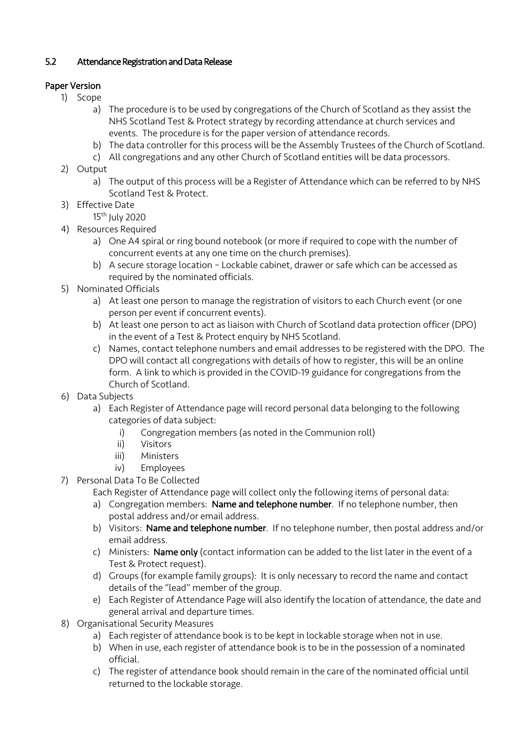### 5.2 Attendance Registration and Data Release

#### Paper Version

1) Scope
   a) The procedure is to be used by congregations of the Church of Scotland as they assist the NHS Scotland Test & Protect strategy by recording attendance at church services and events. The procedure is for the paper version of attendance records.
   b) The data controller for this process will be the Assembly Trustees of the Church of Scotland.
   c) All congregations and any other Church of Scotland entities will be data processors.
2) Output
   a) The output of this process will be a Register of Attendance which can be referred to by NHS Scotland Test & Protect.
3) Effective Date
   15th July 2020
4) Resources Required
   a) One A4 spiral or ring bound notebook (or more if required to cope with the number of concurrent events at any one time on the church premises).
   b) A secure storage location – Lockable cabinet, drawer or safe which can be accessed as required by the nominated officials.
5) Nominated Officials
   a) At least one person to manage the registration of visitors to each Church event (or one person per event if concurrent events).
   b) At least one person to act as liaison with Church of Scotland data protection officer (DPO) in the event of a Test & Protect enquiry by NHS Scotland.
   c) Names, contact telephone numbers and email addresses to be registered with the DPO. The DPO will contact all congregations with details of how to register, this will be an online form. A link to which is provided in the COVID-19 guidance for congregations from the Church of Scotland.
6) Data Subjects
   a) Each Register of Attendance page will record personal data belonging to the following categories of data subject:
      i) Congregation members (as noted in the Communion roll)
      ii) Visitors
      iii) Ministers
      iv) Employees
7) Personal Data To Be Collected
   Each Register of Attendance page will collect only the following items of personal data:
   a) Congregation members: **Name and telephone number**. If no telephone number, then postal address and/or email address.
   b) Visitors: **Name and telephone number**. If no telephone number, then postal address and/or email address.
   c) Ministers: **Name only** (contact information can be added to the list later in the event of a Test & Protect request).
   d) Groups (for example family groups): It is only necessary to record the name and contact details of the "lead" member of the group.
   e) Each Register of Attendance Page will also identify the location of attendance, the date and general arrival and departure times.
8) Organisational Security Measures
   a) Each register of attendance book is to be kept in lockable storage when not in use.
   b) When in use, each register of attendance book is to be in the possession of a nominated official.
   c) The register of attendance book should remain in the care of the nominated official until returned to the lockable storage.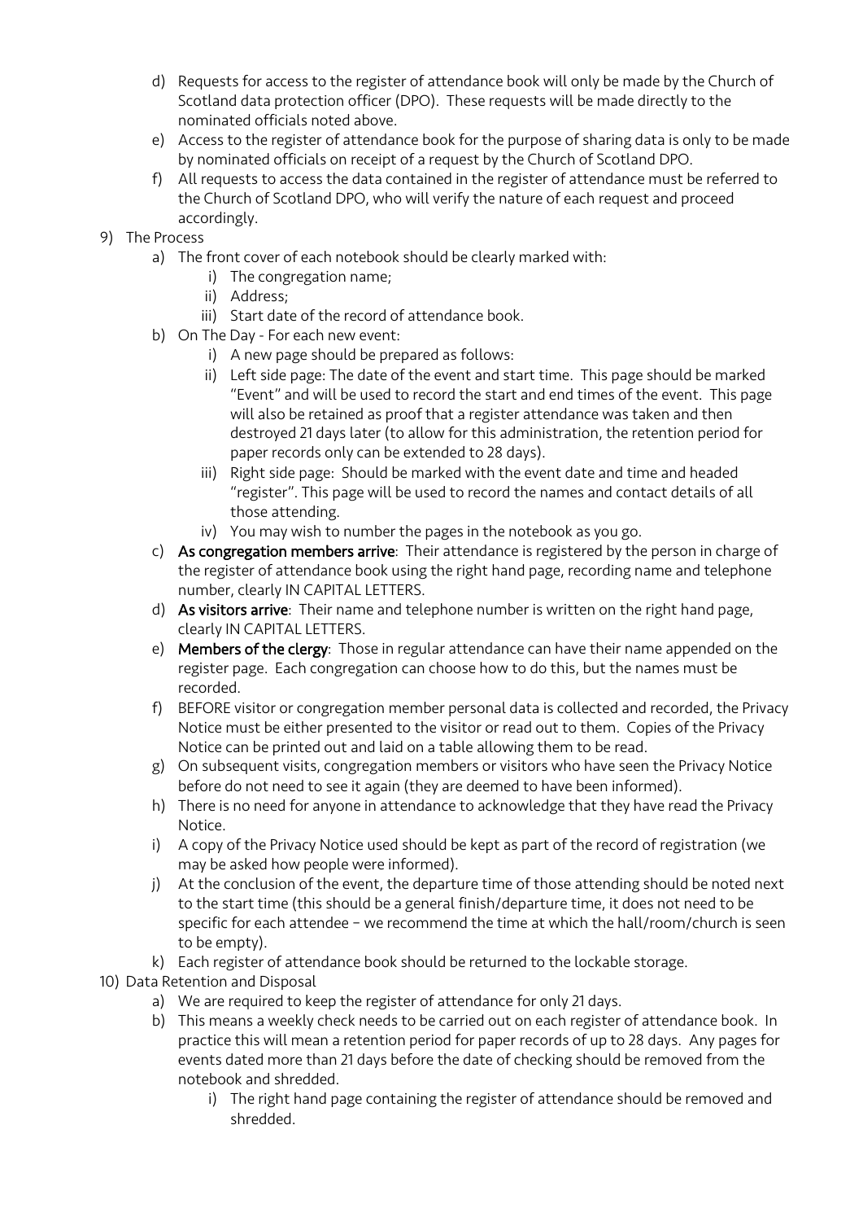d) Requests for access to the register of attendance book will only be made by the Church of Scotland data protection officer (DPO). These requests will be made directly to the nominated officials noted above.

e) Access to the register of attendance book for the purpose of sharing data is only to be made by nominated officials on receipt of a request by the Church of Scotland DPO.

f) All requests to access the data contained in the register of attendance must be referred to the Church of Scotland DPO, who will verify the nature of each request and proceed accordingly.

9) The Process

   a) The front cover of each notebook should be clearly marked with:
      i) The congregation name;
      ii) Address;
      iii) Start date of the record of attendance book.

   b) On The Day - For each new event:
      i) A new page should be prepared as follows:
      ii) Left side page: The date of the event and start time. This page should be marked "Event" and will be used to record the start and end times of the event. This page will also be retained as proof that a register attendance was taken and then destroyed 21 days later (to allow for this administration, the retention period for paper records only can be extended to 28 days).
      iii) Right side page: Should be marked with the event date and time and headed "register". This page will be used to record the names and contact details of all those attending.
      iv) You may wish to number the pages in the notebook as you go.

   c) **As congregation members arrive**: Their attendance is registered by the person in charge of the register of attendance book using the right hand page, recording name and telephone number, clearly IN CAPITAL LETTERS.

   d) **As visitors arrive**: Their name and telephone number is written on the right hand page, clearly IN CAPITAL LETTERS.

   e) **Members of the clergy**: Those in regular attendance can have their name appended on the register page. Each congregation can choose how to do this, but the names must be recorded.

   f) BEFORE visitor or congregation member personal data is collected and recorded, the Privacy Notice must be either presented to the visitor or read out to them. Copies of the Privacy Notice can be printed out and laid on a table allowing them to be read.

   g) On subsequent visits, congregation members or visitors who have seen the Privacy Notice before do not need to see it again (they are deemed to have been informed).

   h) There is no need for anyone in attendance to acknowledge that they have read the Privacy Notice.

   i) A copy of the Privacy Notice used should be kept as part of the record of registration (we may be asked how people were informed).

   j) At the conclusion of the event, the departure time of those attending should be noted next to the start time (this should be a general finish/departure time, it does not need to be specific for each attendee – we recommend the time at which the hall/room/church is seen to be empty).

   k) Each register of attendance book should be returned to the lockable storage.

10) Data Retention and Disposal

   a) We are required to keep the register of attendance for only 21 days.

   b) This means a weekly check needs to be carried out on each register of attendance book. In practice this will mean a retention period for paper records of up to 28 days. Any pages for events dated more than 21 days before the date of checking should be removed from the notebook and shredded.
      i) The right hand page containing the register of attendance should be removed and shredded.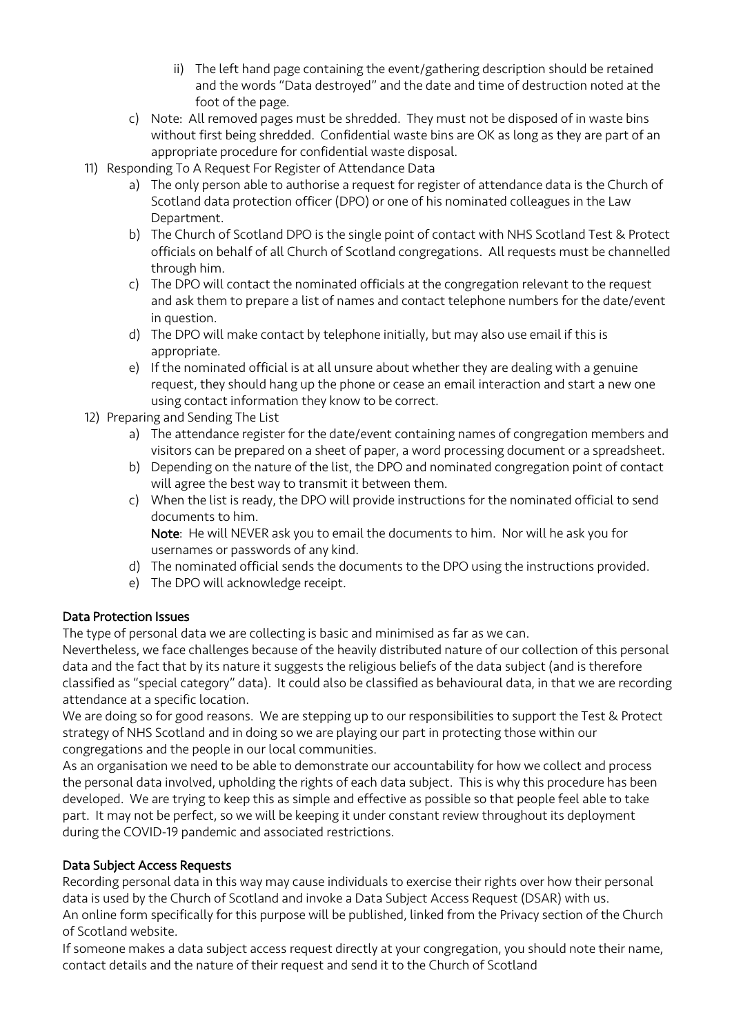ii) The left hand page containing the event/gathering description should be retained and the words "Data destroyed" and the date and time of destruction noted at the foot of the page.

   c) Note: All removed pages must be shredded. They must not be disposed of in waste bins without first being shredded. Confidential waste bins are OK as long as they are part of an appropriate procedure for confidential waste disposal.

11) Responding To A Request For Register of Attendance Data
   a) The only person able to authorise a request for register of attendance data is the Church of Scotland data protection officer (DPO) or one of his nominated colleagues in the Law Department.
   b) The Church of Scotland DPO is the single point of contact with NHS Scotland Test & Protect officials on behalf of all Church of Scotland congregations. All requests must be channelled through him.
   c) The DPO will contact the nominated officials at the congregation relevant to the request and ask them to prepare a list of names and contact telephone numbers for the date/event in question.
   d) The DPO will make contact by telephone initially, but may also use email if this is appropriate.
   e) If the nominated official is at all unsure about whether they are dealing with a genuine request, they should hang up the phone or cease an email interaction and start a new one using contact information they know to be correct.

12) Preparing and Sending The List
   a) The attendance register for the date/event containing names of congregation members and visitors can be prepared on a sheet of paper, a word processing document or a spreadsheet.
   b) Depending on the nature of the list, the DPO and nominated congregation point of contact will agree the best way to transmit it between them.
   c) When the list is ready, the DPO will provide instructions for the nominated official to send documents to him.
      **Note**: He will NEVER ask you to email the documents to him. Nor will he ask you for usernames or passwords of any kind.
   d) The nominated official sends the documents to the DPO using the instructions provided.
   e) The DPO will acknowledge receipt.

## Data Protection Issues

The type of personal data we are collecting is basic and minimised as far as we can.

Nevertheless, we face challenges because of the heavily distributed nature of our collection of this personal data and the fact that by its nature it suggests the religious beliefs of the data subject (and is therefore classified as "special category" data). It could also be classified as behavioural data, in that we are recording attendance at a specific location.

We are doing so for good reasons. We are stepping up to our responsibilities to support the Test & Protect strategy of NHS Scotland and in doing so we are playing our part in protecting those within our congregations and the people in our local communities.

As an organisation we need to be able to demonstrate our accountability for how we collect and process the personal data involved, upholding the rights of each data subject. This is why this procedure has been developed. We are trying to keep this as simple and effective as possible so that people feel able to take part. It may not be perfect, so we will be keeping it under constant review throughout its deployment during the COVID-19 pandemic and associated restrictions.

## Data Subject Access Requests

Recording personal data in this way may cause individuals to exercise their rights over how their personal data is used by the Church of Scotland and invoke a Data Subject Access Request (DSAR) with us.

An online form specifically for this purpose will be published, linked from the Privacy section of the Church of Scotland website.

If someone makes a data subject access request directly at your congregation, you should note their name, contact details and the nature of their request and send it to the Church of Scotland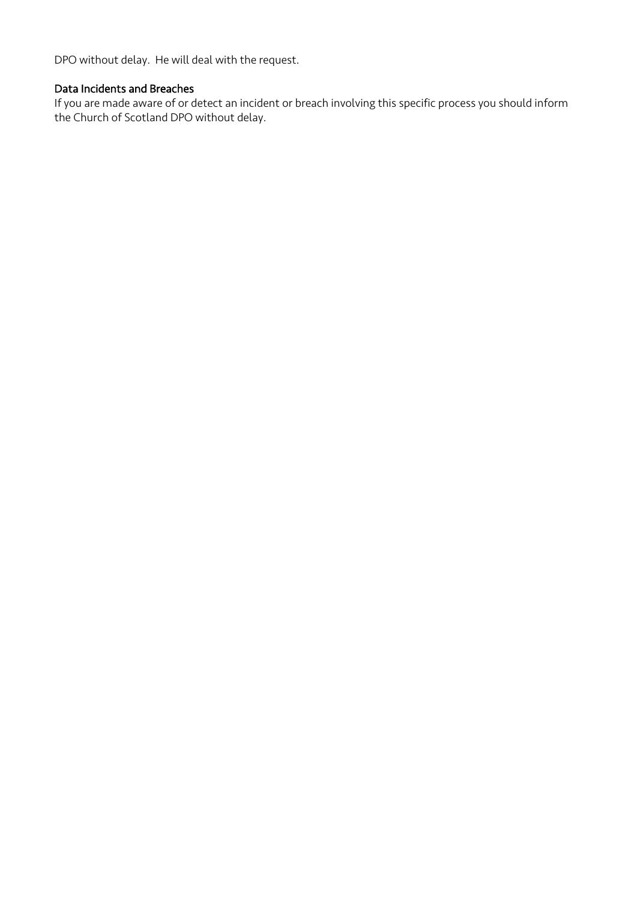DPO without delay. He will deal with the request.

### Data Incidents and Breaches

If you are made aware of or detect an incident or breach involving this specific process you should inform the Church of Scotland DPO without delay.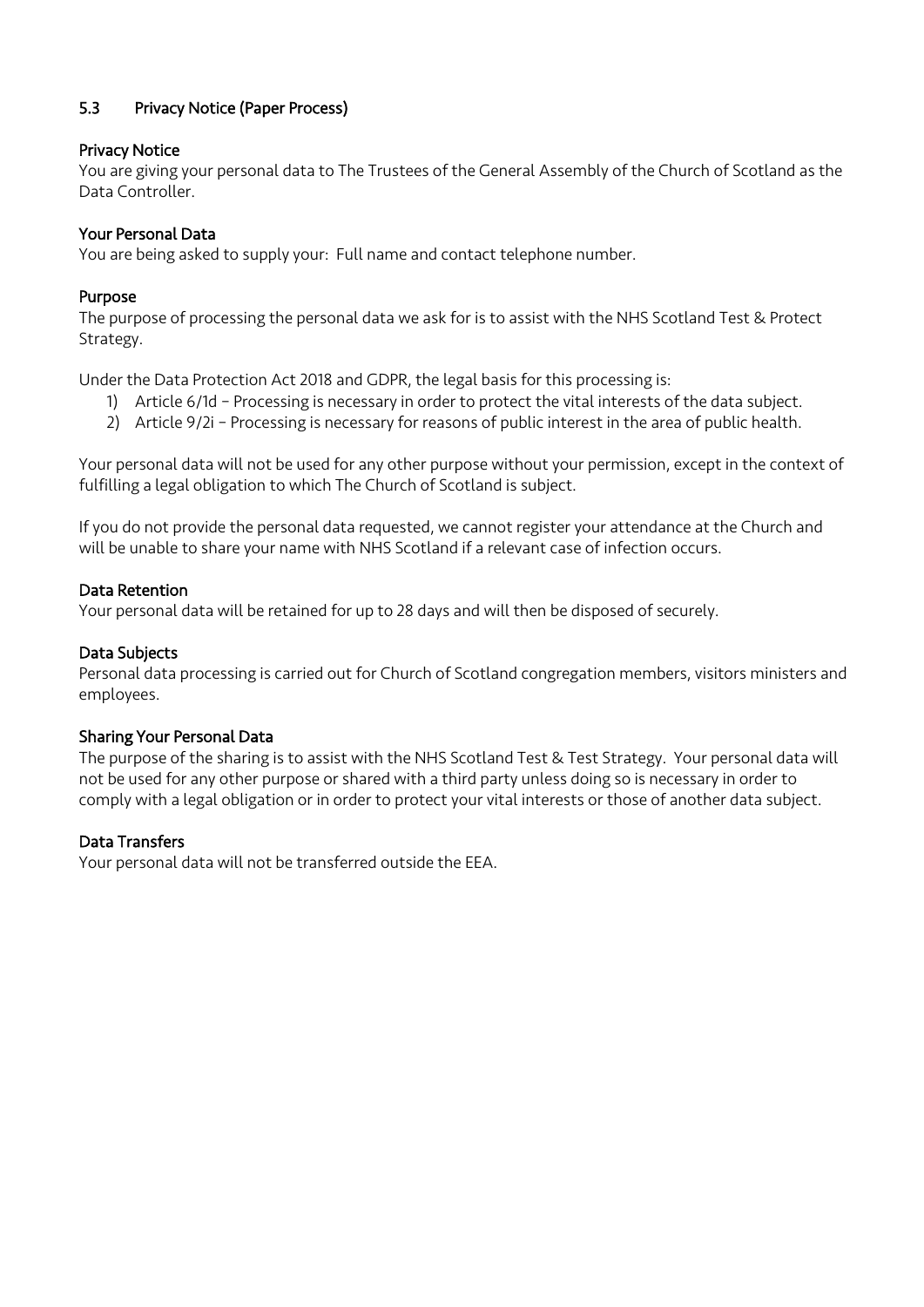## 5.3 Privacy Notice (Paper Process)

### Privacy Notice

You are giving your personal data to The Trustees of the General Assembly of the Church of Scotland as the Data Controller.

### Your Personal Data

You are being asked to supply your: Full name and contact telephone number.

### Purpose

The purpose of processing the personal data we ask for is to assist with the NHS Scotland Test & Protect Strategy.

Under the Data Protection Act 2018 and GDPR, the legal basis for this processing is:

1) Article 6/1d – Processing is necessary in order to protect the vital interests of the data subject.
2) Article 9/2i – Processing is necessary for reasons of public interest in the area of public health.

Your personal data will not be used for any other purpose without your permission, except in the context of fulfilling a legal obligation to which The Church of Scotland is subject.

If you do not provide the personal data requested, we cannot register your attendance at the Church and will be unable to share your name with NHS Scotland if a relevant case of infection occurs.

### Data Retention

Your personal data will be retained for up to 28 days and will then be disposed of securely.

### Data Subjects

Personal data processing is carried out for Church of Scotland congregation members, visitors ministers and employees.

### Sharing Your Personal Data

The purpose of the sharing is to assist with the NHS Scotland Test & Test Strategy. Your personal data will not be used for any other purpose or shared with a third party unless doing so is necessary in order to comply with a legal obligation or in order to protect your vital interests or those of another data subject.

### Data Transfers

Your personal data will not be transferred outside the EEA.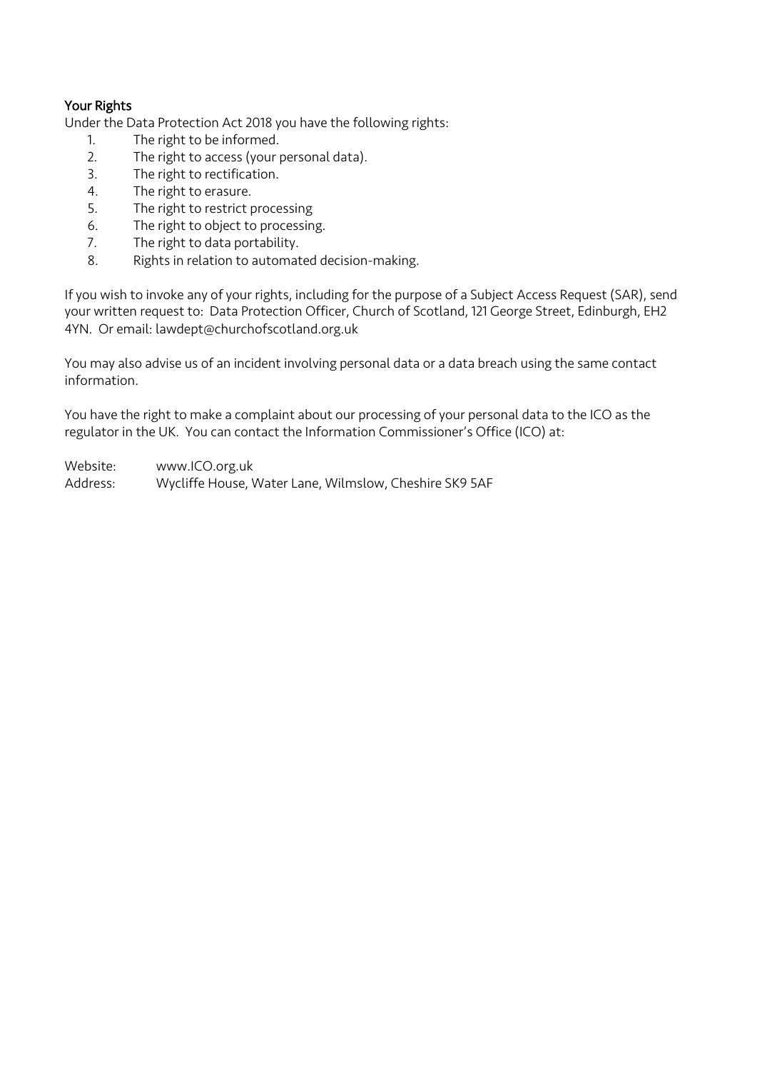**Your Rights**

Under the Data Protection Act 2018 you have the following rights:

1. The right to be informed.
2. The right to access (your personal data).
3. The right to rectification.
4. The right to erasure.
5. The right to restrict processing
6. The right to object to processing.
7. The right to data portability.
8. Rights in relation to automated decision-making.

If you wish to invoke any of your rights, including for the purpose of a Subject Access Request (SAR), send your written request to: Data Protection Officer, Church of Scotland, 121 George Street, Edinburgh, EH2 4YN. Or email: lawdept@churchofscotland.org.uk

You may also advise us of an incident involving personal data or a data breach using the same contact information.

You have the right to make a complaint about our processing of your personal data to the ICO as the regulator in the UK. You can contact the Information Commissioner's Office (ICO) at:

Website: www.ICO.org.uk
Address: Wycliffe House, Water Lane, Wilmslow, Cheshire SK9 5AF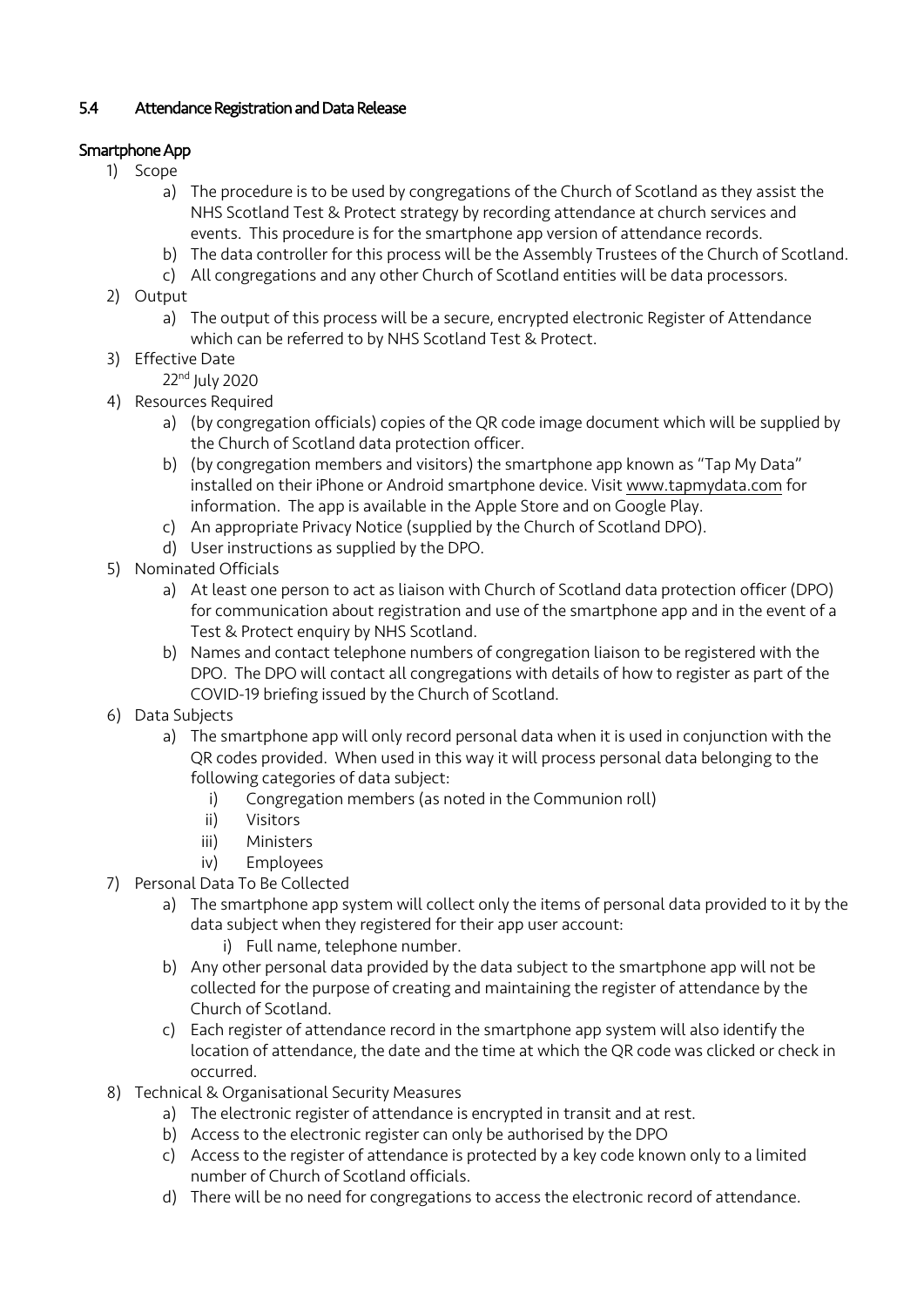## 5.4 Attendance Registration and Data Release

### Smartphone App

1) Scope
    a) The procedure is to be used by congregations of the Church of Scotland as they assist the NHS Scotland Test & Protect strategy by recording attendance at church services and events. This procedure is for the smartphone app version of attendance records.
    b) The data controller for this process will be the Assembly Trustees of the Church of Scotland.
    c) All congregations and any other Church of Scotland entities will be data processors.
2) Output
    a) The output of this process will be a secure, encrypted electronic Register of Attendance which can be referred to by NHS Scotland Test & Protect.
3) Effective Date

    22nd July 2020
4) Resources Required
    a) (by congregation officials) copies of the QR code image document which will be supplied by the Church of Scotland data protection officer.
    b) (by congregation members and visitors) the smartphone app known as "Tap My Data" installed on their iPhone or Android smartphone device. Visit www.tapmydata.com for information. The app is available in the Apple Store and on Google Play.
    c) An appropriate Privacy Notice (supplied by the Church of Scotland DPO).
    d) User instructions as supplied by the DPO.
5) Nominated Officials
    a) At least one person to act as liaison with Church of Scotland data protection officer (DPO) for communication about registration and use of the smartphone app and in the event of a Test & Protect enquiry by NHS Scotland.
    b) Names and contact telephone numbers of congregation liaison to be registered with the DPO. The DPO will contact all congregations with details of how to register as part of the COVID-19 briefing issued by the Church of Scotland.
6) Data Subjects
    a) The smartphone app will only record personal data when it is used in conjunction with the QR codes provided. When used in this way it will process personal data belonging to the following categories of data subject:
        i) Congregation members (as noted in the Communion roll)
        ii) Visitors
        iii) Ministers
        iv) Employees
7) Personal Data To Be Collected
    a) The smartphone app system will collect only the items of personal data provided to it by the data subject when they registered for their app user account:
        i) Full name, telephone number.
    b) Any other personal data provided by the data subject to the smartphone app will not be collected for the purpose of creating and maintaining the register of attendance by the Church of Scotland.
    c) Each register of attendance record in the smartphone app system will also identify the location of attendance, the date and the time at which the QR code was clicked or check in occurred.
8) Technical & Organisational Security Measures
    a) The electronic register of attendance is encrypted in transit and at rest.
    b) Access to the electronic register can only be authorised by the DPO
    c) Access to the register of attendance is protected by a key code known only to a limited number of Church of Scotland officials.
    d) There will be no need for congregations to access the electronic record of attendance.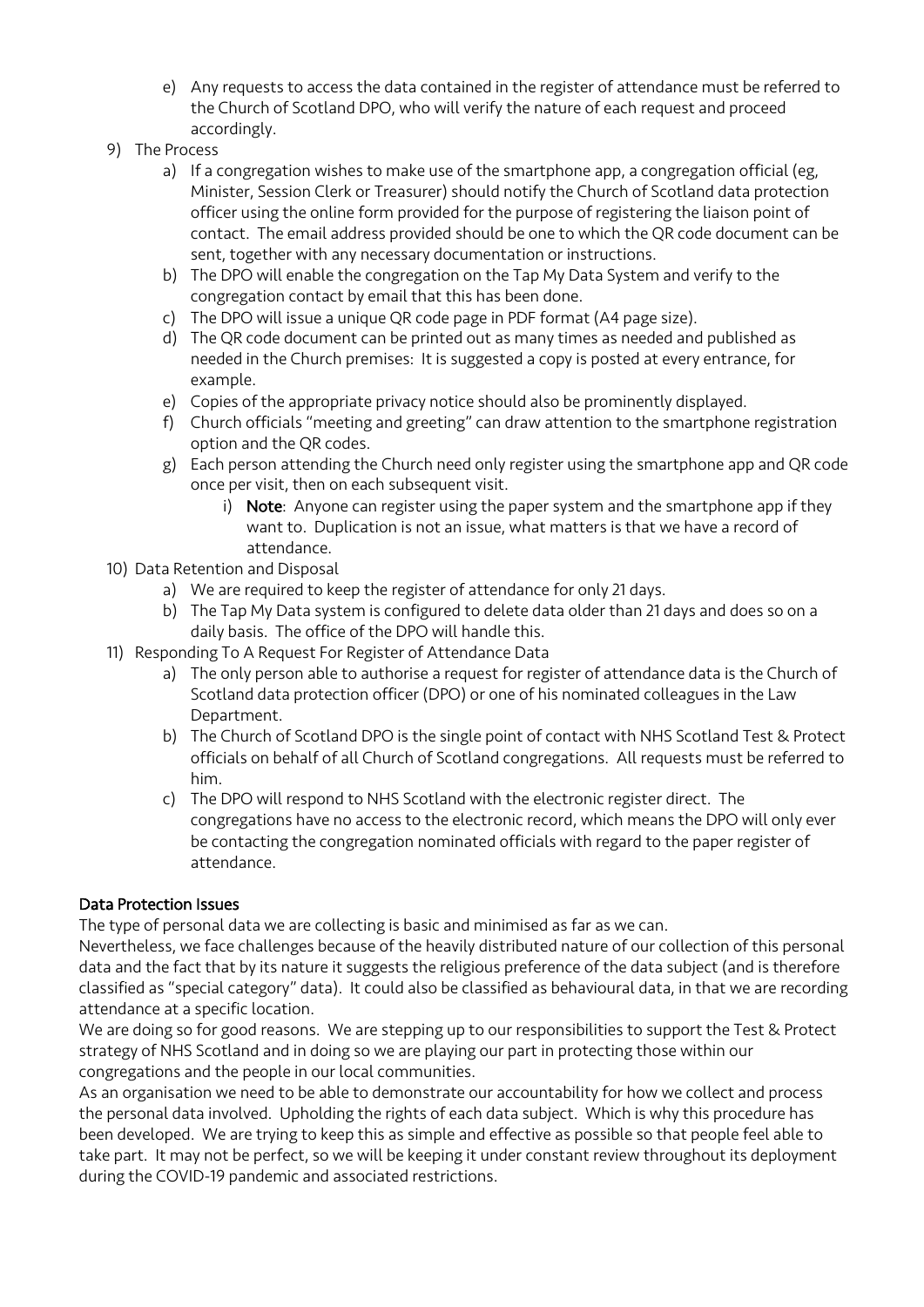e) Any requests to access the data contained in the register of attendance must be referred to the Church of Scotland DPO, who will verify the nature of each request and proceed accordingly.

9) The Process
   a) If a congregation wishes to make use of the smartphone app, a congregation official (eg, Minister, Session Clerk or Treasurer) should notify the Church of Scotland data protection officer using the online form provided for the purpose of registering the liaison point of contact. The email address provided should be one to which the QR code document can be sent, together with any necessary documentation or instructions.
   b) The DPO will enable the congregation on the Tap My Data System and verify to the congregation contact by email that this has been done.
   c) The DPO will issue a unique QR code page in PDF format (A4 page size).
   d) The QR code document can be printed out as many times as needed and published as needed in the Church premises: It is suggested a copy is posted at every entrance, for example.
   e) Copies of the appropriate privacy notice should also be prominently displayed.
   f) Church officials "meeting and greeting" can draw attention to the smartphone registration option and the QR codes.
   g) Each person attending the Church need only register using the smartphone app and QR code once per visit, then on each subsequent visit.
      i) **Note**: Anyone can register using the paper system and the smartphone app if they want to. Duplication is not an issue, what matters is that we have a record of attendance.

10) Data Retention and Disposal
   a) We are required to keep the register of attendance for only 21 days.
   b) The Tap My Data system is configured to delete data older than 21 days and does so on a daily basis. The office of the DPO will handle this.

11) Responding To A Request For Register of Attendance Data
   a) The only person able to authorise a request for register of attendance data is the Church of Scotland data protection officer (DPO) or one of his nominated colleagues in the Law Department.
   b) The Church of Scotland DPO is the single point of contact with NHS Scotland Test & Protect officials on behalf of all Church of Scotland congregations. All requests must be referred to him.
   c) The DPO will respond to NHS Scotland with the electronic register direct. The congregations have no access to the electronic record, which means the DPO will only ever be contacting the congregation nominated officials with regard to the paper register of attendance.

**Data Protection Issues**

The type of personal data we are collecting is basic and minimised as far as we can.

Nevertheless, we face challenges because of the heavily distributed nature of our collection of this personal data and the fact that by its nature it suggests the religious preference of the data subject (and is therefore classified as "special category" data). It could also be classified as behavioural data, in that we are recording attendance at a specific location.

We are doing so for good reasons. We are stepping up to our responsibilities to support the Test & Protect strategy of NHS Scotland and in doing so we are playing our part in protecting those within our congregations and the people in our local communities.

As an organisation we need to be able to demonstrate our accountability for how we collect and process the personal data involved. Upholding the rights of each data subject. Which is why this procedure has been developed. We are trying to keep this as simple and effective as possible so that people feel able to take part. It may not be perfect, so we will be keeping it under constant review throughout its deployment during the COVID-19 pandemic and associated restrictions.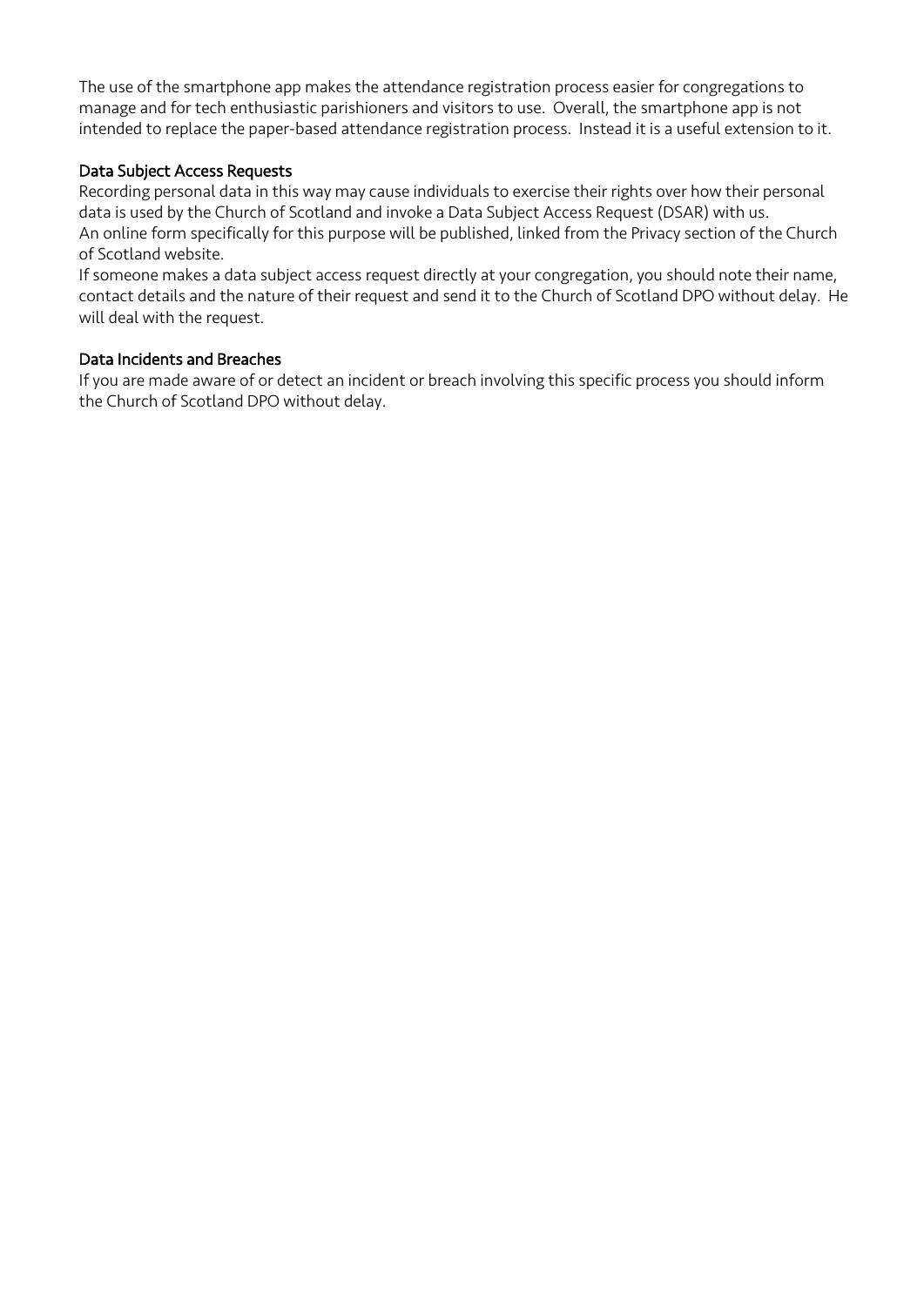The use of the smartphone app makes the attendance registration process easier for congregations to manage and for tech enthusiastic parishioners and visitors to use. Overall, the smartphone app is not intended to replace the paper-based attendance registration process. Instead it is a useful extension to it.

### Data Subject Access Requests

Recording personal data in this way may cause individuals to exercise their rights over how their personal data is used by the Church of Scotland and invoke a Data Subject Access Request (DSAR) with us.
An online form specifically for this purpose will be published, linked from the Privacy section of the Church of Scotland website.
If someone makes a data subject access request directly at your congregation, you should note their name, contact details and the nature of their request and send it to the Church of Scotland DPO without delay. He will deal with the request.

### Data Incidents and Breaches

If you are made aware of or detect an incident or breach involving this specific process you should inform the Church of Scotland DPO without delay.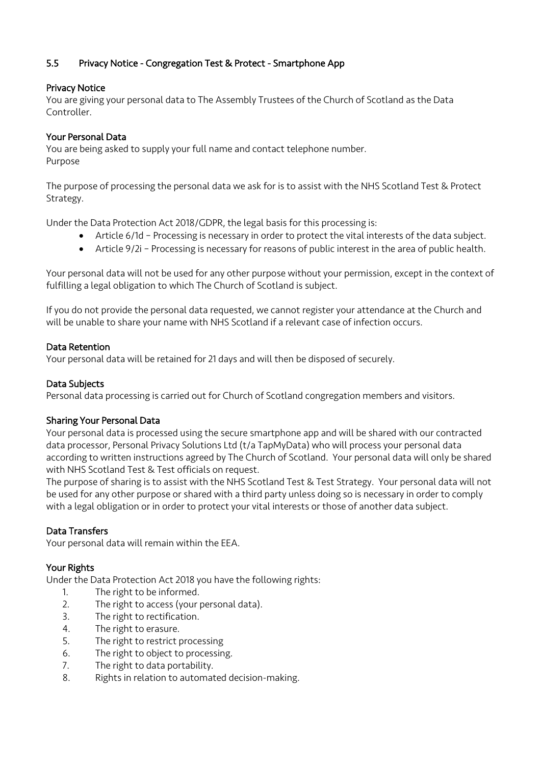## 5.5 Privacy Notice - Congregation Test & Protect - Smartphone App

### Privacy Notice

You are giving your personal data to The Assembly Trustees of the Church of Scotland as the Data Controller.

### Your Personal Data

You are being asked to supply your full name and contact telephone number.
Purpose

The purpose of processing the personal data we ask for is to assist with the NHS Scotland Test & Protect Strategy.

Under the Data Protection Act 2018/GDPR, the legal basis for this processing is:

- Article 6/1d – Processing is necessary in order to protect the vital interests of the data subject.
- Article 9/2i – Processing is necessary for reasons of public interest in the area of public health.

Your personal data will not be used for any other purpose without your permission, except in the context of fulfilling a legal obligation to which The Church of Scotland is subject.

If you do not provide the personal data requested, we cannot register your attendance at the Church and will be unable to share your name with NHS Scotland if a relevant case of infection occurs.

### Data Retention

Your personal data will be retained for 21 days and will then be disposed of securely.

### Data Subjects

Personal data processing is carried out for Church of Scotland congregation members and visitors.

### Sharing Your Personal Data

Your personal data is processed using the secure smartphone app and will be shared with our contracted data processor, Personal Privacy Solutions Ltd (t/a TapMyData) who will process your personal data according to written instructions agreed by The Church of Scotland. Your personal data will only be shared with NHS Scotland Test & Test officials on request.
The purpose of sharing is to assist with the NHS Scotland Test & Test Strategy. Your personal data will not be used for any other purpose or shared with a third party unless doing so is necessary in order to comply with a legal obligation or in order to protect your vital interests or those of another data subject.

### Data Transfers

Your personal data will remain within the EEA.

### Your Rights

Under the Data Protection Act 2018 you have the following rights:

1. The right to be informed.
2. The right to access (your personal data).
3. The right to rectification.
4. The right to erasure.
5. The right to restrict processing
6. The right to object to processing.
7. The right to data portability.
8. Rights in relation to automated decision-making.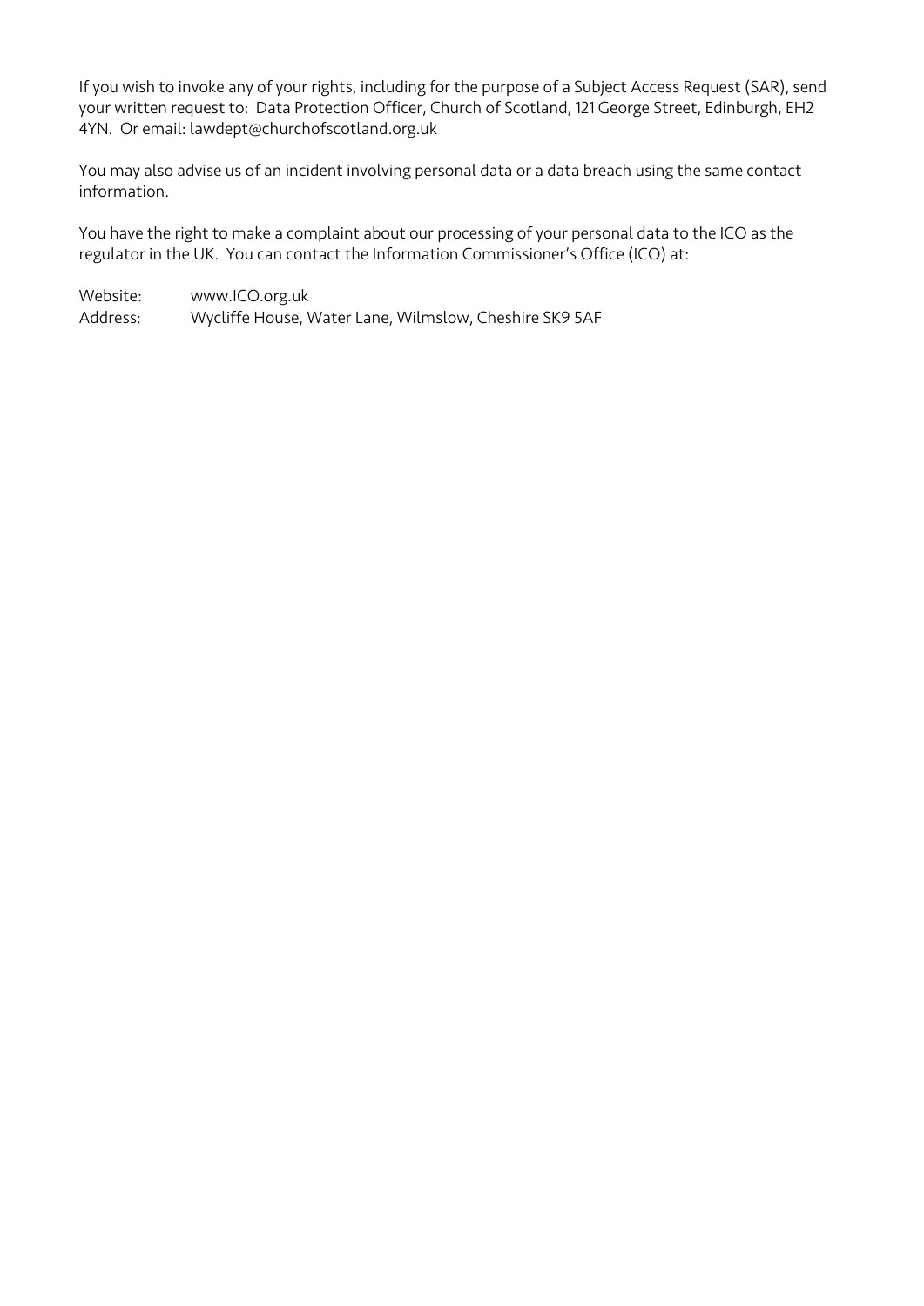If you wish to invoke any of your rights, including for the purpose of a Subject Access Request (SAR), send your written request to: Data Protection Officer, Church of Scotland, 121 George Street, Edinburgh, EH2 4YN. Or email: lawdept@churchofscotland.org.uk

You may also advise us of an incident involving personal data or a data breach using the same contact information.

You have the right to make a complaint about our processing of your personal data to the ICO as the regulator in the UK. You can contact the Information Commissioner's Office (ICO) at:

Website: www.ICO.org.uk
Address: Wycliffe House, Water Lane, Wilmslow, Cheshire SK9 5AF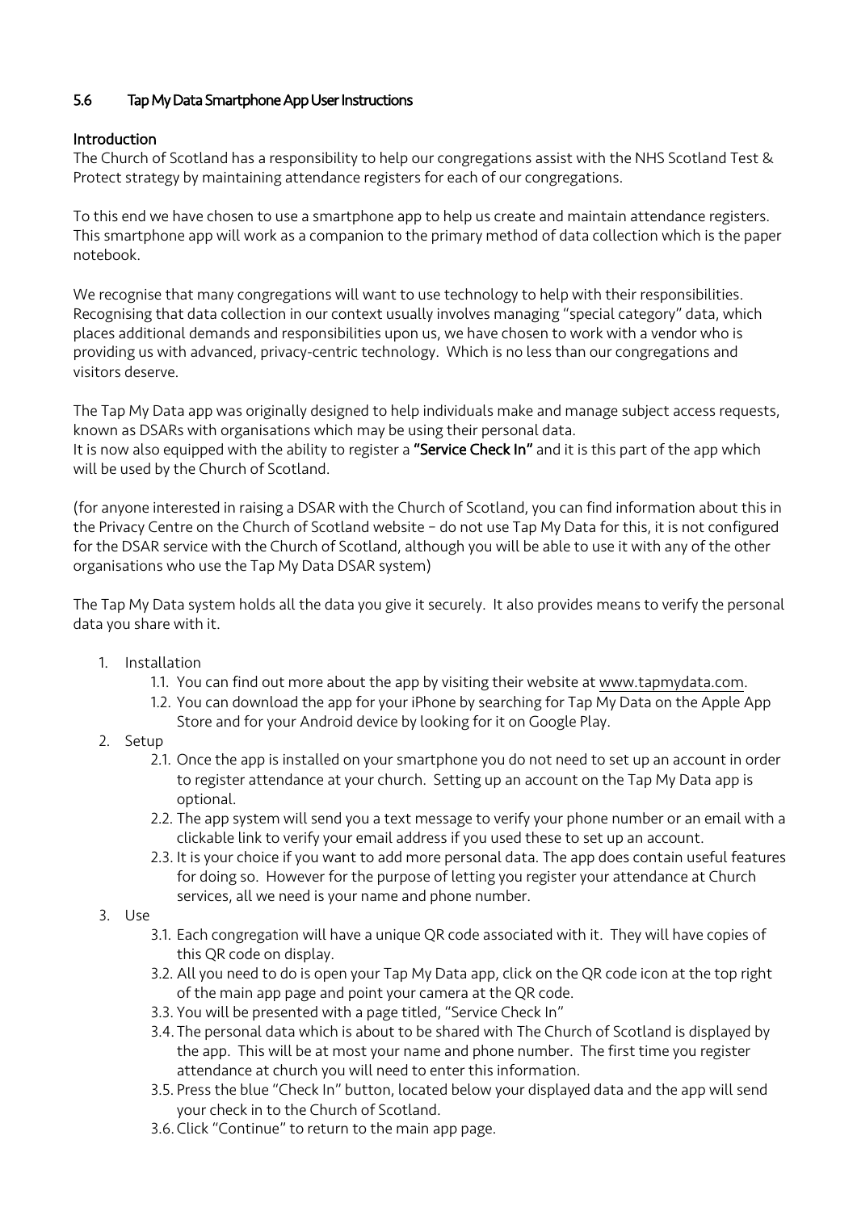## 5.6 Tap My Data Smartphone App User Instructions

### Introduction

The Church of Scotland has a responsibility to help our congregations assist with the NHS Scotland Test & Protect strategy by maintaining attendance registers for each of our congregations.

To this end we have chosen to use a smartphone app to help us create and maintain attendance registers. This smartphone app will work as a companion to the primary method of data collection which is the paper notebook.

We recognise that many congregations will want to use technology to help with their responsibilities. Recognising that data collection in our context usually involves managing "special category" data, which places additional demands and responsibilities upon us, we have chosen to work with a vendor who is providing us with advanced, privacy-centric technology. Which is no less than our congregations and visitors deserve.

The Tap My Data app was originally designed to help individuals make and manage subject access requests, known as DSARs with organisations which may be using their personal data.
It is now also equipped with the ability to register a **"Service Check In"** and it is this part of the app which will be used by the Church of Scotland.

(for anyone interested in raising a DSAR with the Church of Scotland, you can find information about this in the Privacy Centre on the Church of Scotland website – do not use Tap My Data for this, it is not configured for the DSAR service with the Church of Scotland, although you will be able to use it with any of the other organisations who use the Tap My Data DSAR system)

The Tap My Data system holds all the data you give it securely. It also provides means to verify the personal data you share with it.

1. Installation
    1.1. You can find out more about the app by visiting their website at www.tapmydata.com.
    1.2. You can download the app for your iPhone by searching for Tap My Data on the Apple App Store and for your Android device by looking for it on Google Play.
2. Setup
    2.1. Once the app is installed on your smartphone you do not need to set up an account in order to register attendance at your church. Setting up an account on the Tap My Data app is optional.
    2.2. The app system will send you a text message to verify your phone number or an email with a clickable link to verify your email address if you used these to set up an account.
    2.3. It is your choice if you want to add more personal data. The app does contain useful features for doing so. However for the purpose of letting you register your attendance at Church services, all we need is your name and phone number.
3. Use
    3.1. Each congregation will have a unique QR code associated with it. They will have copies of this QR code on display.
    3.2. All you need to do is open your Tap My Data app, click on the QR code icon at the top right of the main app page and point your camera at the QR code.
    3.3. You will be presented with a page titled, "Service Check In"
    3.4. The personal data which is about to be shared with The Church of Scotland is displayed by the app. This will be at most your name and phone number. The first time you register attendance at church you will need to enter this information.
    3.5. Press the blue "Check In" button, located below your displayed data and the app will send your check in to the Church of Scotland.
    3.6. Click "Continue" to return to the main app page.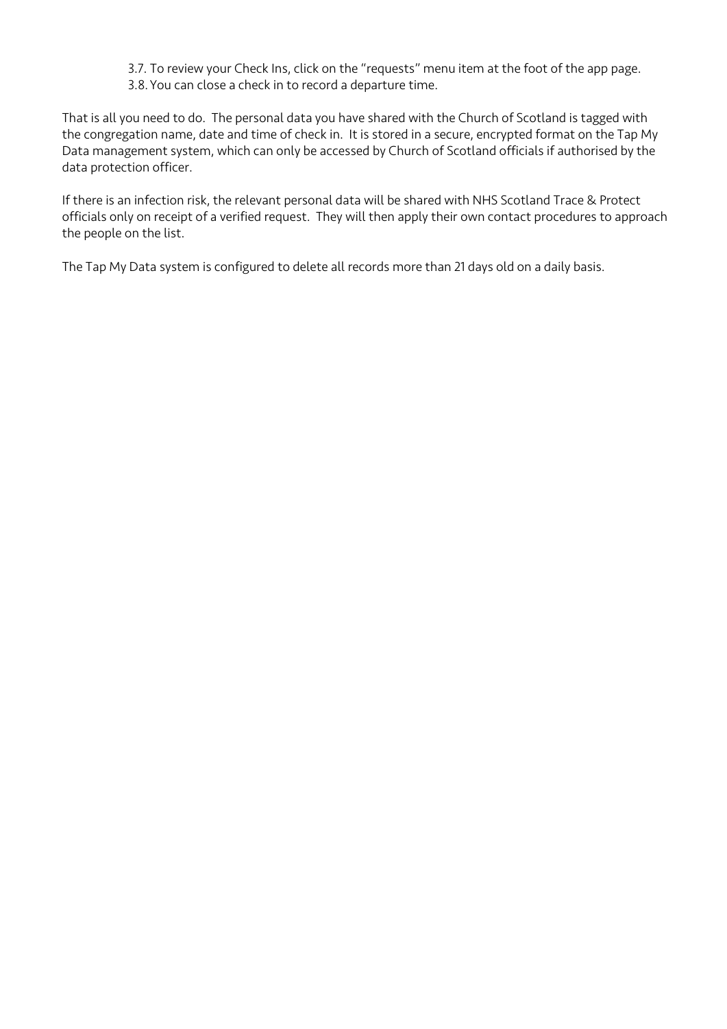3.7. To review your Check Ins, click on the "requests" menu item at the foot of the app page.
3.8. You can close a check in to record a departure time.

That is all you need to do. The personal data you have shared with the Church of Scotland is tagged with the congregation name, date and time of check in. It is stored in a secure, encrypted format on the Tap My Data management system, which can only be accessed by Church of Scotland officials if authorised by the data protection officer.

If there is an infection risk, the relevant personal data will be shared with NHS Scotland Trace & Protect officials only on receipt of a verified request. They will then apply their own contact procedures to approach the people on the list.

The Tap My Data system is configured to delete all records more than 21 days old on a daily basis.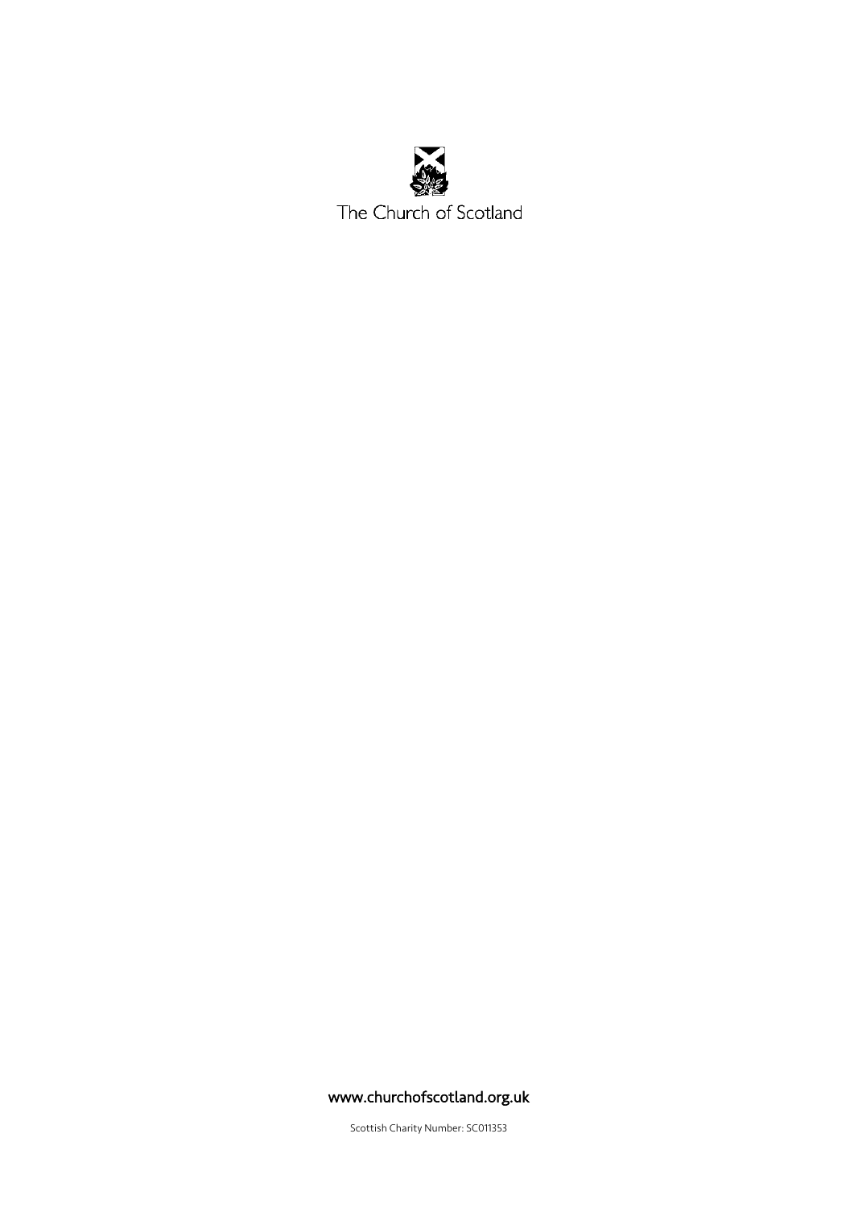The Church of Scotland

www.churchofscotland.org.uk

Scottish Charity Number: SC011353